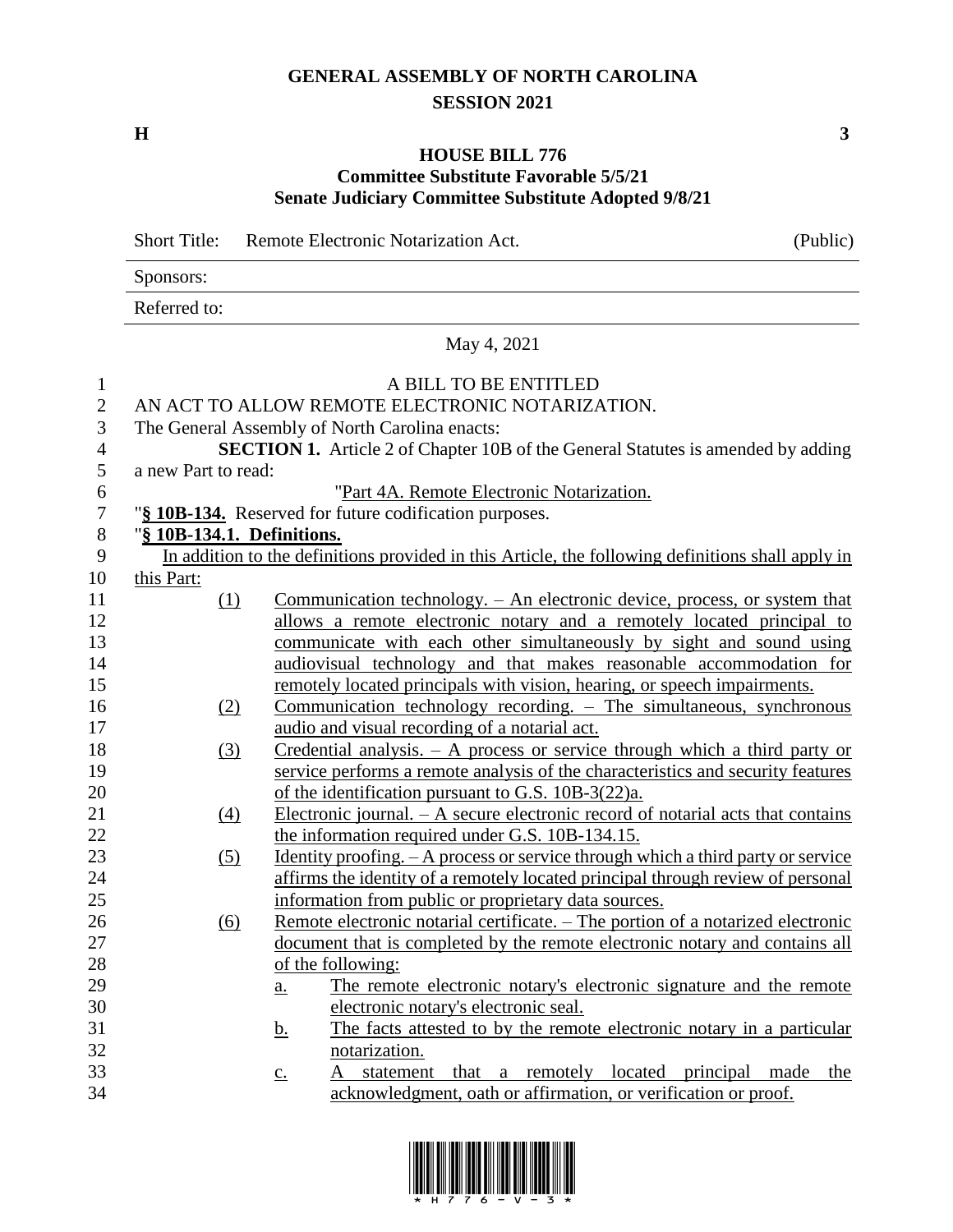# GENERAL ASSEMBLY OF NORTH CAROLINA
## SESSION 2021

**H** **3**

### HOUSE BILL 776
### Committee Substitute Favorable 5/5/21
### Senate Judiciary Committee Substitute Adopted 9/8/21

Short Title: Remote Electronic Notarization Act. (Public)

Sponsors:

Referred to:

May 4, 2021

A BILL TO BE ENTITLED

AN ACT TO ALLOW REMOTE ELECTRONIC NOTARIZATION.

The General Assembly of North Carolina enacts:

**SECTION 1.** Article 2 of Chapter 10B of the General Statutes is amended by adding a new Part to read:

"Part 4A. Remote Electronic Notarization.

"**§ 10B-134.** Reserved for future codification purposes.

"**§ 10B-134.1. Definitions.**

In addition to the definitions provided in this Article, the following definitions shall apply in this Part:

(1) Communication technology. – An electronic device, process, or system that allows a remote electronic notary and a remotely located principal to communicate with each other simultaneously by sight and sound using audiovisual technology and that makes reasonable accommodation for remotely located principals with vision, hearing, or speech impairments.

(2) Communication technology recording. – The simultaneous, synchronous audio and visual recording of a notarial act.

(3) Credential analysis. – A process or service through which a third party or service performs a remote analysis of the characteristics and security features of the identification pursuant to G.S. 10B-3(22)a.

(4) Electronic journal. – A secure electronic record of notarial acts that contains the information required under G.S. 10B-134.15.

(5) Identity proofing. – A process or service through which a third party or service affirms the identity of a remotely located principal through review of personal information from public or proprietary data sources.

(6) Remote electronic notarial certificate. – The portion of a notarized electronic document that is completed by the remote electronic notary and contains all of the following:

a. The remote electronic notary's electronic signature and the remote electronic notary's electronic seal.

b. The facts attested to by the remote electronic notary in a particular notarization.

c. A statement that a remotely located principal made the acknowledgment, oath or affirmation, or verification or proof.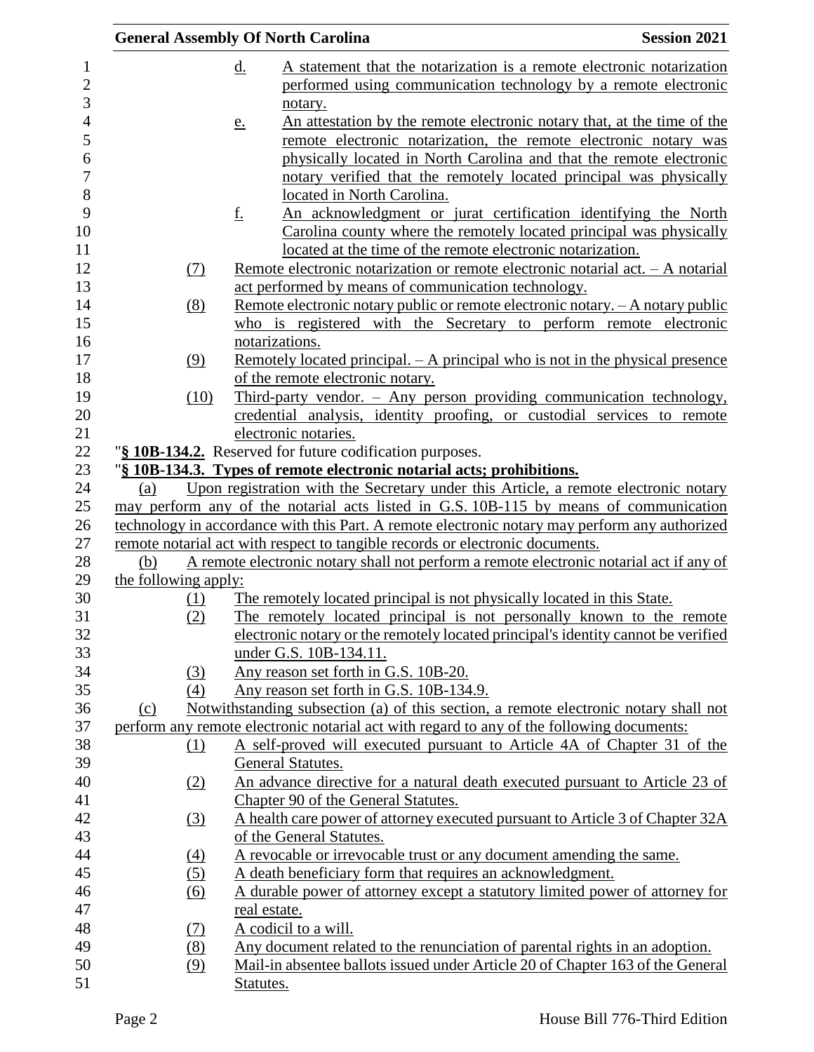d. A statement that the notarization is a remote electronic notarization performed using communication technology by a remote electronic notary.

e. An attestation by the remote electronic notary that, at the time of the remote electronic notarization, the remote electronic notary was physically located in North Carolina and that the remote electronic notary verified that the remotely located principal was physically located in North Carolina.

f. An acknowledgment or jurat certification identifying the North Carolina county where the remotely located principal was physically located at the time of the remote electronic notarization.

(7) Remote electronic notarization or remote electronic notarial act. – A notarial act performed by means of communication technology.

(8) Remote electronic notary public or remote electronic notary. – A notary public who is registered with the Secretary to perform remote electronic notarizations.

(9) Remotely located principal. – A principal who is not in the physical presence of the remote electronic notary.

(10) Third-party vendor. – Any person providing communication technology, credential analysis, identity proofing, or custodial services to remote electronic notaries.

"**§ 10B-134.2.** Reserved for future codification purposes.

"**§ 10B-134.3. Types of remote electronic notarial acts; prohibitions.**

(a) Upon registration with the Secretary under this Article, a remote electronic notary may perform any of the notarial acts listed in G.S. 10B-115 by means of communication technology in accordance with this Part. A remote electronic notary may perform any authorized remote notarial act with respect to tangible records or electronic documents.

(b) A remote electronic notary shall not perform a remote electronic notarial act if any of the following apply:

(1) The remotely located principal is not physically located in this State.

(2) The remotely located principal is not personally known to the remote electronic notary or the remotely located principal's identity cannot be verified under G.S. 10B-134.11.

(3) Any reason set forth in G.S. 10B-20.

(4) Any reason set forth in G.S. 10B-134.9.

(c) Notwithstanding subsection (a) of this section, a remote electronic notary shall not perform any remote electronic notarial act with regard to any of the following documents:

(1) A self-proved will executed pursuant to Article 4A of Chapter 31 of the General Statutes.

(2) An advance directive for a natural death executed pursuant to Article 23 of Chapter 90 of the General Statutes.

(3) A health care power of attorney executed pursuant to Article 3 of Chapter 32A of the General Statutes.

(4) A revocable or irrevocable trust or any document amending the same.

(5) A death beneficiary form that requires an acknowledgment.

(6) A durable power of attorney except a statutory limited power of attorney for real estate.

(7) A codicil to a will.

(8) Any document related to the renunciation of parental rights in an adoption.

(9) Mail-in absentee ballots issued under Article 20 of Chapter 163 of the General Statutes.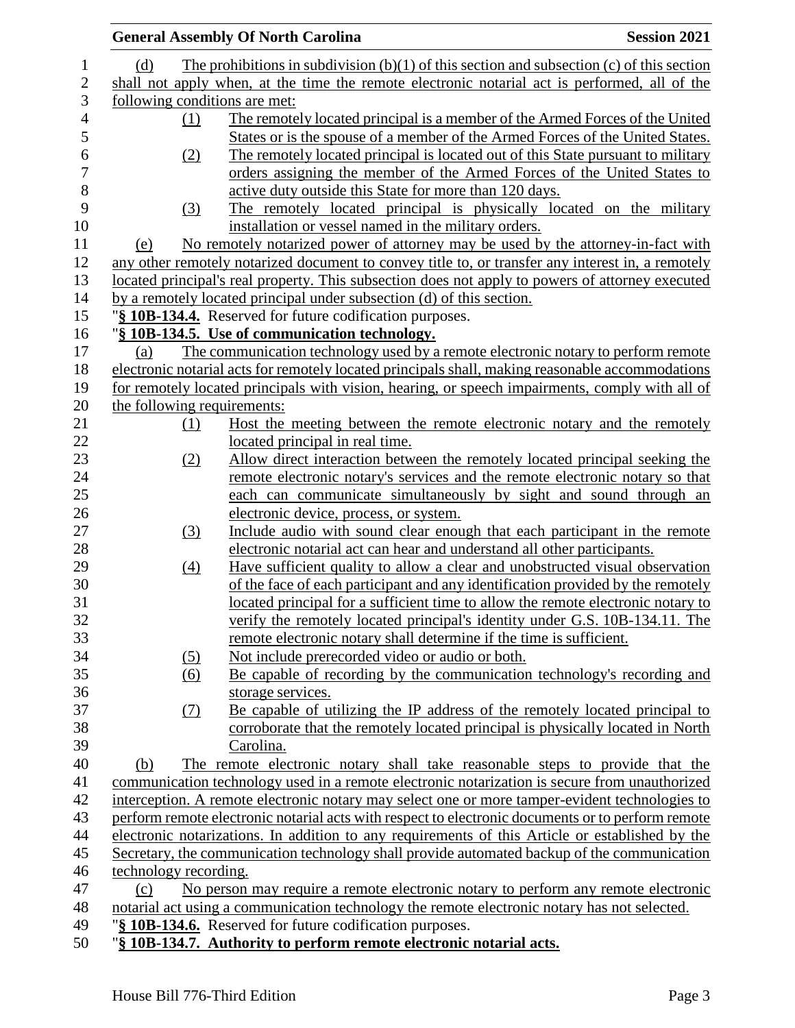(d) The prohibitions in subdivision (b)(1) of this section and subsection (c) of this section shall not apply when, at the time the remote electronic notarial act is performed, all of the following conditions are met:

(1) The remotely located principal is a member of the Armed Forces of the United States or is the spouse of a member of the Armed Forces of the United States.

(2) The remotely located principal is located out of this State pursuant to military orders assigning the member of the Armed Forces of the United States to active duty outside this State for more than 120 days.

(3) The remotely located principal is physically located on the military installation or vessel named in the military orders.

(e) No remotely notarized power of attorney may be used by the attorney-in-fact with any other remotely notarized document to convey title to, or transfer any interest in, a remotely located principal's real property. This subsection does not apply to powers of attorney executed by a remotely located principal under subsection (d) of this section.

"**§ 10B-134.4.** Reserved for future codification purposes.

"**§ 10B-134.5. Use of communication technology.**

(a) The communication technology used by a remote electronic notary to perform remote electronic notarial acts for remotely located principals shall, making reasonable accommodations for remotely located principals with vision, hearing, or speech impairments, comply with all of the following requirements:

(1) Host the meeting between the remote electronic notary and the remotely located principal in real time.

(2) Allow direct interaction between the remotely located principal seeking the remote electronic notary's services and the remote electronic notary so that each can communicate simultaneously by sight and sound through an electronic device, process, or system.

(3) Include audio with sound clear enough that each participant in the remote electronic notarial act can hear and understand all other participants.

(4) Have sufficient quality to allow a clear and unobstructed visual observation of the face of each participant and any identification provided by the remotely located principal for a sufficient time to allow the remote electronic notary to verify the remotely located principal's identity under G.S. 10B-134.11. The remote electronic notary shall determine if the time is sufficient.

(5) Not include prerecorded video or audio or both.

(6) Be capable of recording by the communication technology's recording and storage services.

(7) Be capable of utilizing the IP address of the remotely located principal to corroborate that the remotely located principal is physically located in North Carolina.

(b) The remote electronic notary shall take reasonable steps to provide that the communication technology used in a remote electronic notarization is secure from unauthorized interception. A remote electronic notary may select one or more tamper-evident technologies to perform remote electronic notarial acts with respect to electronic documents or to perform remote electronic notarizations. In addition to any requirements of this Article or established by the Secretary, the communication technology shall provide automated backup of the communication technology recording.

(c) No person may require a remote electronic notary to perform any remote electronic notarial act using a communication technology the remote electronic notary has not selected.

"**§ 10B-134.6.** Reserved for future codification purposes.

"**§ 10B-134.7. Authority to perform remote electronic notarial acts.**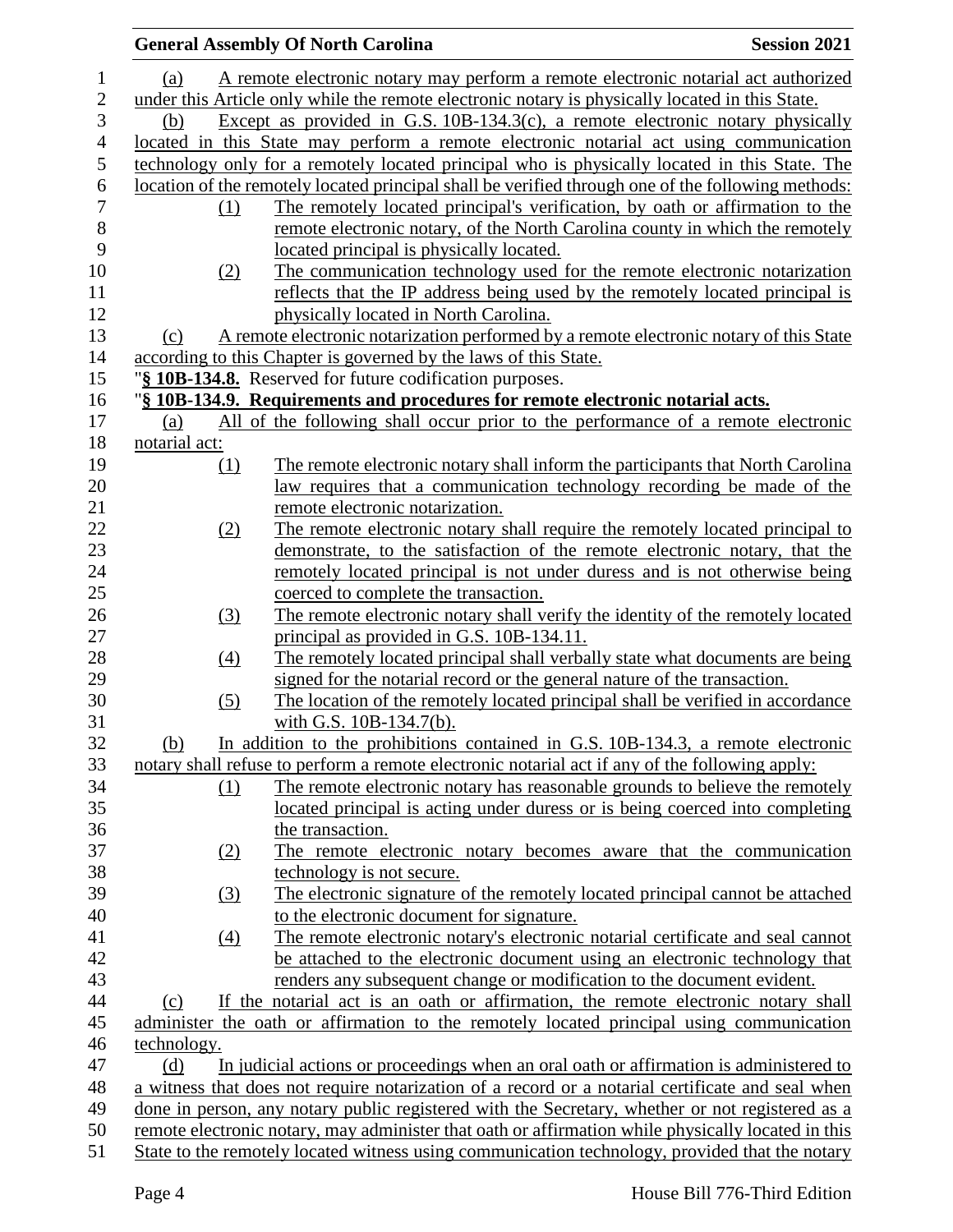(a) A remote electronic notary may perform a remote electronic notarial act authorized under this Article only while the remote electronic notary is physically located in this State.

(b) Except as provided in G.S. 10B-134.3(c), a remote electronic notary physically located in this State may perform a remote electronic notarial act using communication technology only for a remotely located principal who is physically located in this State. The location of the remotely located principal shall be verified through one of the following methods:

(1) The remotely located principal's verification, by oath or affirmation to the remote electronic notary, of the North Carolina county in which the remotely located principal is physically located.

(2) The communication technology used for the remote electronic notarization reflects that the IP address being used by the remotely located principal is physically located in North Carolina.

(c) A remote electronic notarization performed by a remote electronic notary of this State according to this Chapter is governed by the laws of this State.

"**§ 10B-134.8.** Reserved for future codification purposes.

"**§ 10B-134.9. Requirements and procedures for remote electronic notarial acts.**

(a) All of the following shall occur prior to the performance of a remote electronic notarial act:

(1) The remote electronic notary shall inform the participants that North Carolina law requires that a communication technology recording be made of the remote electronic notarization.

(2) The remote electronic notary shall require the remotely located principal to demonstrate, to the satisfaction of the remote electronic notary, that the remotely located principal is not under duress and is not otherwise being coerced to complete the transaction.

(3) The remote electronic notary shall verify the identity of the remotely located principal as provided in G.S. 10B-134.11.

(4) The remotely located principal shall verbally state what documents are being signed for the notarial record or the general nature of the transaction.

(5) The location of the remotely located principal shall be verified in accordance with G.S. 10B-134.7(b).

(b) In addition to the prohibitions contained in G.S. 10B-134.3, a remote electronic notary shall refuse to perform a remote electronic notarial act if any of the following apply:

(1) The remote electronic notary has reasonable grounds to believe the remotely located principal is acting under duress or is being coerced into completing the transaction.

(2) The remote electronic notary becomes aware that the communication technology is not secure.

(3) The electronic signature of the remotely located principal cannot be attached to the electronic document for signature.

(4) The remote electronic notary's electronic notarial certificate and seal cannot be attached to the electronic document using an electronic technology that renders any subsequent change or modification to the document evident.

(c) If the notarial act is an oath or affirmation, the remote electronic notary shall administer the oath or affirmation to the remotely located principal using communication technology.

(d) In judicial actions or proceedings when an oral oath or affirmation is administered to a witness that does not require notarization of a record or a notarial certificate and seal when done in person, any notary public registered with the Secretary, whether or not registered as a remote electronic notary, may administer that oath or affirmation while physically located in this State to the remotely located witness using communication technology, provided that the notary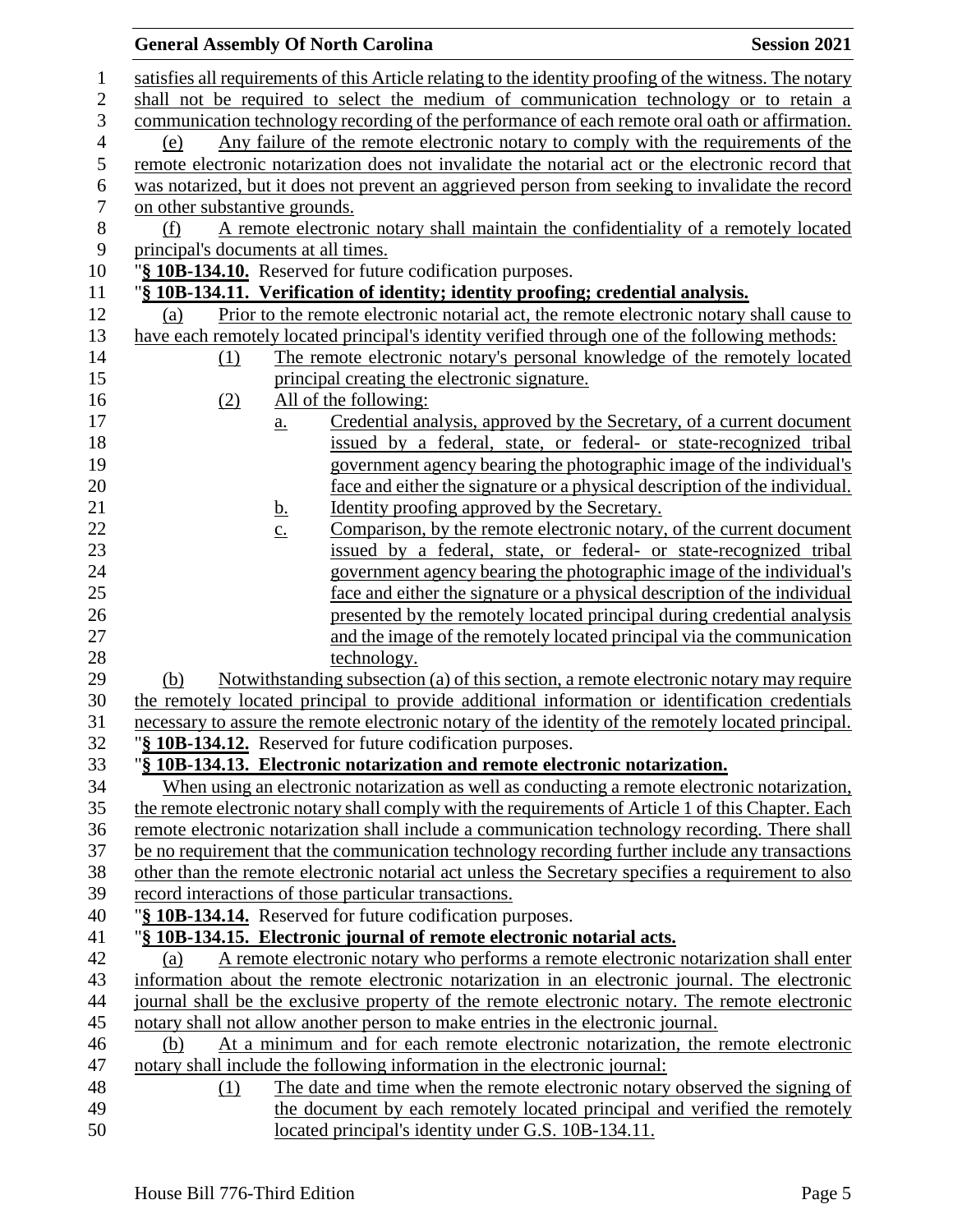satisfies all requirements of this Article relating to the identity proofing of the witness. The notary shall not be required to select the medium of communication technology or to retain a communication technology recording of the performance of each remote oral oath or affirmation.

(e) Any failure of the remote electronic notary to comply with the requirements of the remote electronic notarization does not invalidate the notarial act or the electronic record that was notarized, but it does not prevent an aggrieved person from seeking to invalidate the record on other substantive grounds.

(f) A remote electronic notary shall maintain the confidentiality of a remotely located principal's documents at all times.

"**§ 10B-134.10.** Reserved for future codification purposes.

"**§ 10B-134.11. Verification of identity; identity proofing; credential analysis.**

(a) Prior to the remote electronic notarial act, the remote electronic notary shall cause to have each remotely located principal's identity verified through one of the following methods:

(1) The remote electronic notary's personal knowledge of the remotely located principal creating the electronic signature.

(2) All of the following:

a. Credential analysis, approved by the Secretary, of a current document issued by a federal, state, or federal- or state-recognized tribal government agency bearing the photographic image of the individual's face and either the signature or a physical description of the individual.

b. Identity proofing approved by the Secretary.

c. Comparison, by the remote electronic notary, of the current document issued by a federal, state, or federal- or state-recognized tribal government agency bearing the photographic image of the individual's face and either the signature or a physical description of the individual presented by the remotely located principal during credential analysis and the image of the remotely located principal via the communication technology.

(b) Notwithstanding subsection (a) of this section, a remote electronic notary may require the remotely located principal to provide additional information or identification credentials necessary to assure the remote electronic notary of the identity of the remotely located principal.

"**§ 10B-134.12.** Reserved for future codification purposes.

"**§ 10B-134.13. Electronic notarization and remote electronic notarization.**

When using an electronic notarization as well as conducting a remote electronic notarization, the remote electronic notary shall comply with the requirements of Article 1 of this Chapter. Each remote electronic notarization shall include a communication technology recording. There shall be no requirement that the communication technology recording further include any transactions other than the remote electronic notarial act unless the Secretary specifies a requirement to also record interactions of those particular transactions.

"**§ 10B-134.14.** Reserved for future codification purposes.

"**§ 10B-134.15. Electronic journal of remote electronic notarial acts.**

(a) A remote electronic notary who performs a remote electronic notarization shall enter information about the remote electronic notarization in an electronic journal. The electronic journal shall be the exclusive property of the remote electronic notary. The remote electronic notary shall not allow another person to make entries in the electronic journal.

(b) At a minimum and for each remote electronic notarization, the remote electronic notary shall include the following information in the electronic journal:

(1) The date and time when the remote electronic notary observed the signing of the document by each remotely located principal and verified the remotely located principal's identity under G.S. 10B-134.11.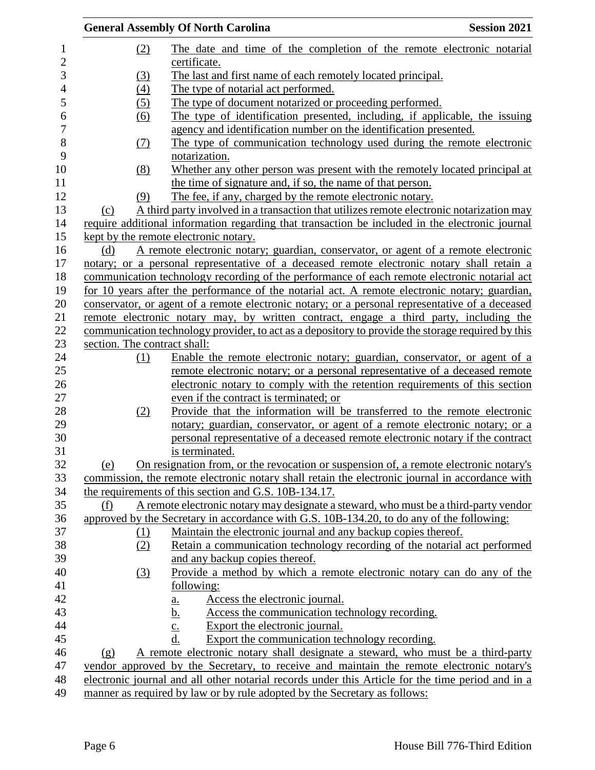(2) The date and time of the completion of the remote electronic notarial certificate.

(3) The last and first name of each remotely located principal.

(4) The type of notarial act performed.

(5) The type of document notarized or proceeding performed.

(6) The type of identification presented, including, if applicable, the issuing agency and identification number on the identification presented.

(7) The type of communication technology used during the remote electronic notarization.

(8) Whether any other person was present with the remotely located principal at the time of signature and, if so, the name of that person.

(9) The fee, if any, charged by the remote electronic notary.

(c) A third party involved in a transaction that utilizes remote electronic notarization may require additional information regarding that transaction be included in the electronic journal kept by the remote electronic notary.

(d) A remote electronic notary; guardian, conservator, or agent of a remote electronic notary; or a personal representative of a deceased remote electronic notary shall retain a communication technology recording of the performance of each remote electronic notarial act for 10 years after the performance of the notarial act. A remote electronic notary; guardian, conservator, or agent of a remote electronic notary; or a personal representative of a deceased remote electronic notary may, by written contract, engage a third party, including the communication technology provider, to act as a depository to provide the storage required by this section. The contract shall:

(1) Enable the remote electronic notary; guardian, conservator, or agent of a remote electronic notary; or a personal representative of a deceased remote electronic notary to comply with the retention requirements of this section even if the contract is terminated; or

(2) Provide that the information will be transferred to the remote electronic notary; guardian, conservator, or agent of a remote electronic notary; or a personal representative of a deceased remote electronic notary if the contract is terminated.

(e) On resignation from, or the revocation or suspension of, a remote electronic notary's commission, the remote electronic notary shall retain the electronic journal in accordance with the requirements of this section and G.S. 10B-134.17.

(f) A remote electronic notary may designate a steward, who must be a third-party vendor approved by the Secretary in accordance with G.S. 10B-134.20, to do any of the following:

(1) Maintain the electronic journal and any backup copies thereof.

(2) Retain a communication technology recording of the notarial act performed and any backup copies thereof.

(3) Provide a method by which a remote electronic notary can do any of the following:

a. Access the electronic journal.

b. Access the communication technology recording.

c. Export the electronic journal.

d. Export the communication technology recording.

(g) A remote electronic notary shall designate a steward, who must be a third-party vendor approved by the Secretary, to receive and maintain the remote electronic notary's electronic journal and all other notarial records under this Article for the time period and in a manner as required by law or by rule adopted by the Secretary as follows: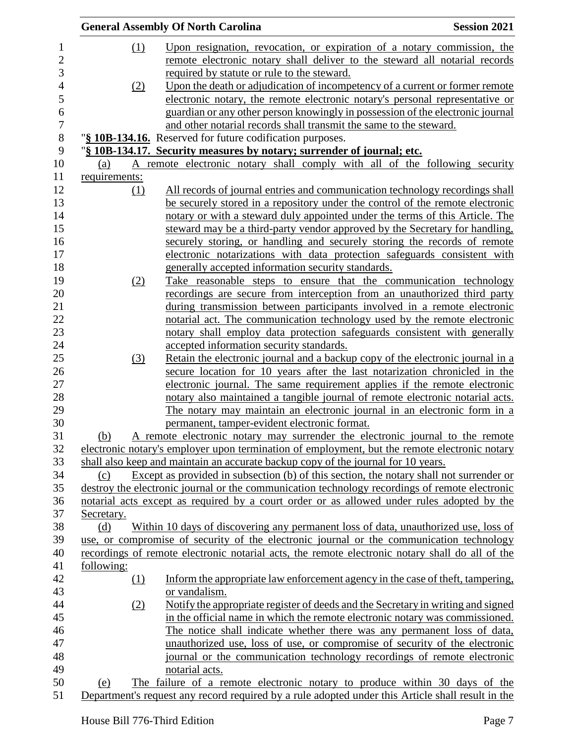(1) Upon resignation, revocation, or expiration of a notary commission, the remote electronic notary shall deliver to the steward all notarial records required by statute or rule to the steward.

(2) Upon the death or adjudication of incompetency of a current or former remote electronic notary, the remote electronic notary's personal representative or guardian or any other person knowingly in possession of the electronic journal and other notarial records shall transmit the same to the steward.

"**§ 10B-134.16.** Reserved for future codification purposes.

"**§ 10B-134.17. Security measures by notary; surrender of journal; etc.**

(a) A remote electronic notary shall comply with all of the following security requirements:

(1) All records of journal entries and communication technology recordings shall be securely stored in a repository under the control of the remote electronic notary or with a steward duly appointed under the terms of this Article. The steward may be a third-party vendor approved by the Secretary for handling, securely storing, or handling and securely storing the records of remote electronic notarizations with data protection safeguards consistent with generally accepted information security standards.

(2) Take reasonable steps to ensure that the communication technology recordings are secure from interception from an unauthorized third party during transmission between participants involved in a remote electronic notarial act. The communication technology used by the remote electronic notary shall employ data protection safeguards consistent with generally accepted information security standards.

(3) Retain the electronic journal and a backup copy of the electronic journal in a secure location for 10 years after the last notarization chronicled in the electronic journal. The same requirement applies if the remote electronic notary also maintained a tangible journal of remote electronic notarial acts. The notary may maintain an electronic journal in an electronic form in a permanent, tamper-evident electronic format.

(b) A remote electronic notary may surrender the electronic journal to the remote electronic notary's employer upon termination of employment, but the remote electronic notary shall also keep and maintain an accurate backup copy of the journal for 10 years.

(c) Except as provided in subsection (b) of this section, the notary shall not surrender or destroy the electronic journal or the communication technology recordings of remote electronic notarial acts except as required by a court order or as allowed under rules adopted by the Secretary.

(d) Within 10 days of discovering any permanent loss of data, unauthorized use, loss of use, or compromise of security of the electronic journal or the communication technology recordings of remote electronic notarial acts, the remote electronic notary shall do all of the following:

(1) Inform the appropriate law enforcement agency in the case of theft, tampering, or vandalism.

(2) Notify the appropriate register of deeds and the Secretary in writing and signed in the official name in which the remote electronic notary was commissioned. The notice shall indicate whether there was any permanent loss of data, unauthorized use, loss of use, or compromise of security of the electronic journal or the communication technology recordings of remote electronic notarial acts.

(e) The failure of a remote electronic notary to produce within 30 days of the Department's request any record required by a rule adopted under this Article shall result in the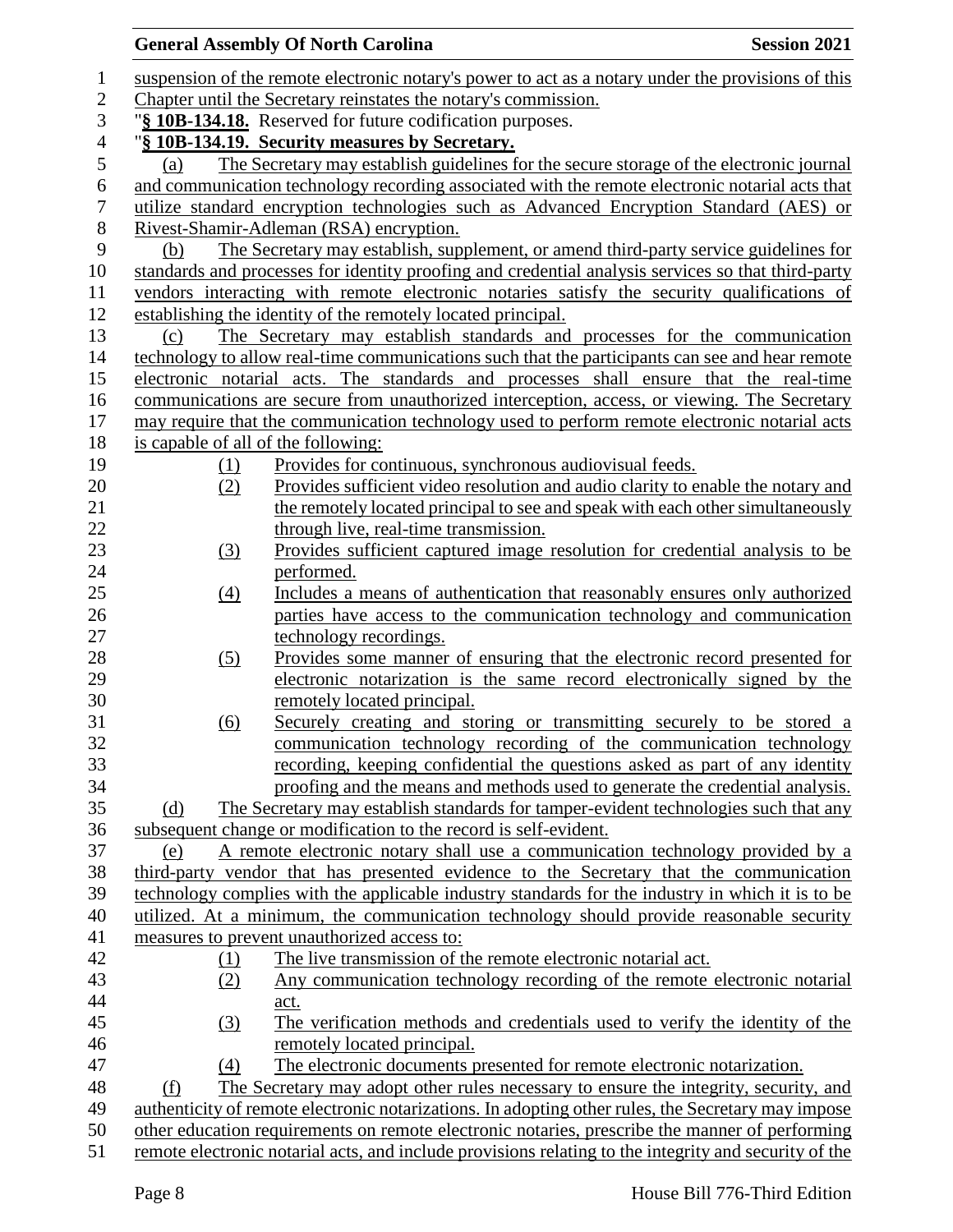suspension of the remote electronic notary's power to act as a notary under the provisions of this Chapter until the Secretary reinstates the notary's commission.

"**§ 10B-134.18.** Reserved for future codification purposes.

"**§ 10B-134.19. Security measures by Secretary.**

(a) The Secretary may establish guidelines for the secure storage of the electronic journal and communication technology recording associated with the remote electronic notarial acts that utilize standard encryption technologies such as Advanced Encryption Standard (AES) or Rivest-Shamir-Adleman (RSA) encryption.

(b) The Secretary may establish, supplement, or amend third-party service guidelines for standards and processes for identity proofing and credential analysis services so that third-party vendors interacting with remote electronic notaries satisfy the security qualifications of establishing the identity of the remotely located principal.

(c) The Secretary may establish standards and processes for the communication technology to allow real-time communications such that the participants can see and hear remote electronic notarial acts. The standards and processes shall ensure that the real-time communications are secure from unauthorized interception, access, or viewing. The Secretary may require that the communication technology used to perform remote electronic notarial acts is capable of all of the following:

(1) Provides for continuous, synchronous audiovisual feeds.
(2) Provides sufficient video resolution and audio clarity to enable the notary and the remotely located principal to see and speak with each other simultaneously through live, real-time transmission.
(3) Provides sufficient captured image resolution for credential analysis to be performed.
(4) Includes a means of authentication that reasonably ensures only authorized parties have access to the communication technology and communication technology recordings.
(5) Provides some manner of ensuring that the electronic record presented for electronic notarization is the same record electronically signed by the remotely located principal.
(6) Securely creating and storing or transmitting securely to be stored a communication technology recording of the communication technology recording, keeping confidential the questions asked as part of any identity proofing and the means and methods used to generate the credential analysis.

(d) The Secretary may establish standards for tamper-evident technologies such that any subsequent change or modification to the record is self-evident.

(e) A remote electronic notary shall use a communication technology provided by a third-party vendor that has presented evidence to the Secretary that the communication technology complies with the applicable industry standards for the industry in which it is to be utilized. At a minimum, the communication technology should provide reasonable security measures to prevent unauthorized access to:

(1) The live transmission of the remote electronic notarial act.
(2) Any communication technology recording of the remote electronic notarial act.
(3) The verification methods and credentials used to verify the identity of the remotely located principal.
(4) The electronic documents presented for remote electronic notarization.

(f) The Secretary may adopt other rules necessary to ensure the integrity, security, and authenticity of remote electronic notarizations. In adopting other rules, the Secretary may impose other education requirements on remote electronic notaries, prescribe the manner of performing remote electronic notarial acts, and include provisions relating to the integrity and security of the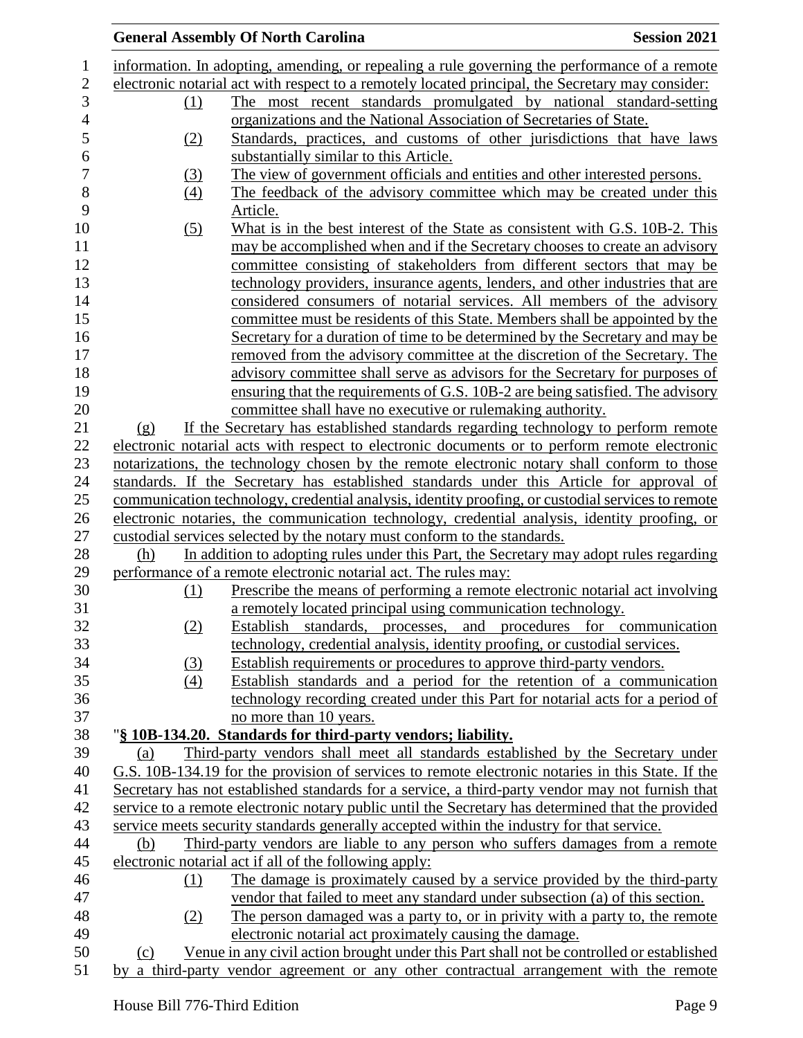information. In adopting, amending, or repealing a rule governing the performance of a remote electronic notarial act with respect to a remotely located principal, the Secretary may consider:

(1) The most recent standards promulgated by national standard-setting organizations and the National Association of Secretaries of State.

(2) Standards, practices, and customs of other jurisdictions that have laws substantially similar to this Article.

(3) The view of government officials and entities and other interested persons.

(4) The feedback of the advisory committee which may be created under this Article.

(5) What is in the best interest of the State as consistent with G.S. 10B-2. This may be accomplished when and if the Secretary chooses to create an advisory committee consisting of stakeholders from different sectors that may be technology providers, insurance agents, lenders, and other industries that are considered consumers of notarial services. All members of the advisory committee must be residents of this State. Members shall be appointed by the Secretary for a duration of time to be determined by the Secretary and may be removed from the advisory committee at the discretion of the Secretary. The advisory committee shall serve as advisors for the Secretary for purposes of ensuring that the requirements of G.S. 10B-2 are being satisfied. The advisory committee shall have no executive or rulemaking authority.

(g) If the Secretary has established standards regarding technology to perform remote electronic notarial acts with respect to electronic documents or to perform remote electronic notarizations, the technology chosen by the remote electronic notary shall conform to those standards. If the Secretary has established standards under this Article for approval of communication technology, credential analysis, identity proofing, or custodial services to remote electronic notaries, the communication technology, credential analysis, identity proofing, or custodial services selected by the notary must conform to the standards.

(h) In addition to adopting rules under this Part, the Secretary may adopt rules regarding performance of a remote electronic notarial act. The rules may:

(1) Prescribe the means of performing a remote electronic notarial act involving a remotely located principal using communication technology.

(2) Establish standards, processes, and procedures for communication technology, credential analysis, identity proofing, or custodial services.

(3) Establish requirements or procedures to approve third-party vendors.

(4) Establish standards and a period for the retention of a communication technology recording created under this Part for notarial acts for a period of no more than 10 years.

"**§ 10B-134.20. Standards for third-party vendors; liability.**

(a) Third-party vendors shall meet all standards established by the Secretary under G.S. 10B-134.19 for the provision of services to remote electronic notaries in this State. If the Secretary has not established standards for a service, a third-party vendor may not furnish that service to a remote electronic notary public until the Secretary has determined that the provided service meets security standards generally accepted within the industry for that service.

(b) Third-party vendors are liable to any person who suffers damages from a remote electronic notarial act if all of the following apply:

(1) The damage is proximately caused by a service provided by the third-party vendor that failed to meet any standard under subsection (a) of this section.

(2) The person damaged was a party to, or in privity with a party to, the remote electronic notarial act proximately causing the damage.

(c) Venue in any civil action brought under this Part shall not be controlled or established by a third-party vendor agreement or any other contractual arrangement with the remote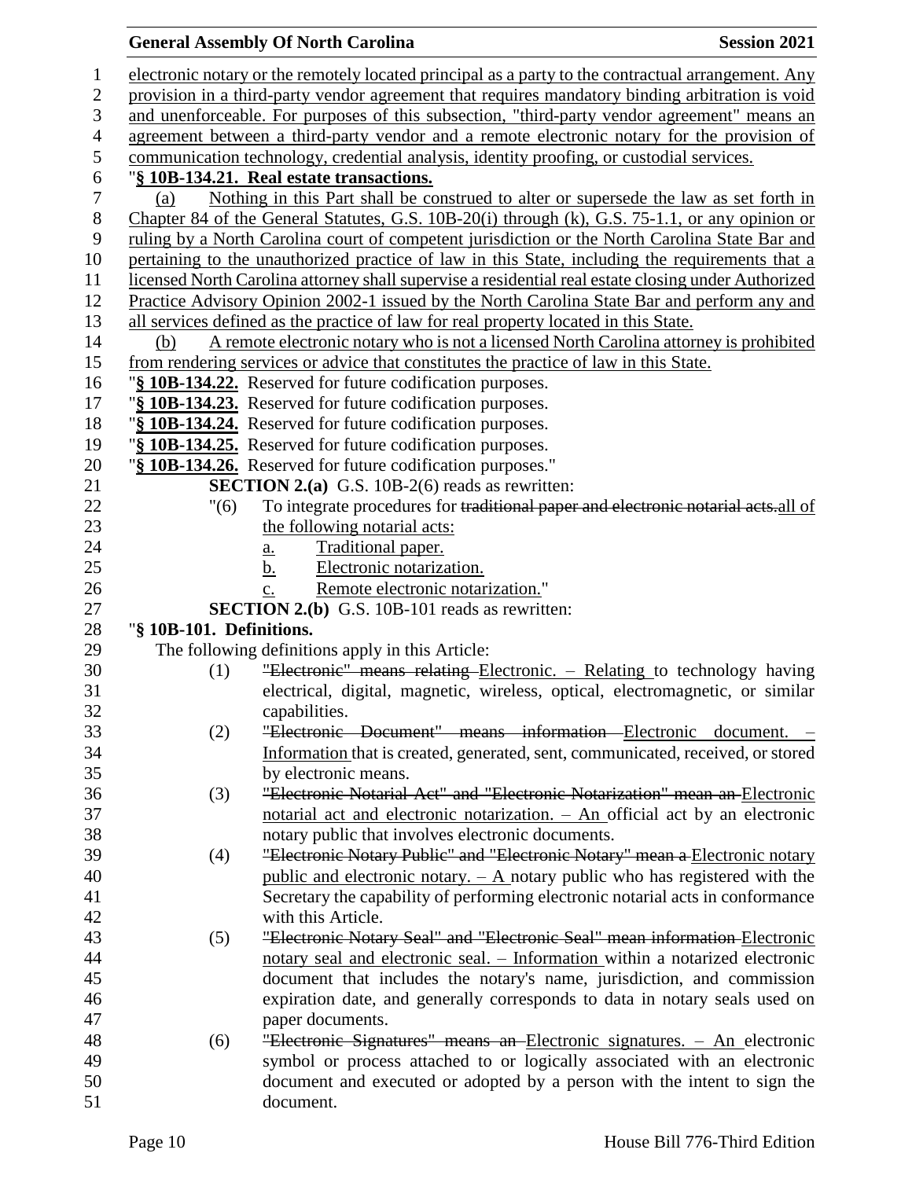electronic notary or the remotely located principal as a party to the contractual arrangement. Any provision in a third-party vendor agreement that requires mandatory binding arbitration is void and unenforceable. For purposes of this subsection, "third-party vendor agreement" means an agreement between a third-party vendor and a remote electronic notary for the provision of communication technology, credential analysis, identity proofing, or custodial services.

"**§ 10B-134.21. Real estate transactions.**

(a) Nothing in this Part shall be construed to alter or supersede the law as set forth in Chapter 84 of the General Statutes, G.S. 10B-20(i) through (k), G.S. 75-1.1, or any opinion or ruling by a North Carolina court of competent jurisdiction or the North Carolina State Bar and pertaining to the unauthorized practice of law in this State, including the requirements that a licensed North Carolina attorney shall supervise a residential real estate closing under Authorized Practice Advisory Opinion 2002-1 issued by the North Carolina State Bar and perform any and all services defined as the practice of law for real property located in this State.

(b) A remote electronic notary who is not a licensed North Carolina attorney is prohibited from rendering services or advice that constitutes the practice of law in this State.

"**§ 10B-134.22.** Reserved for future codification purposes.

"**§ 10B-134.23.** Reserved for future codification purposes.

"**§ 10B-134.24.** Reserved for future codification purposes.

"**§ 10B-134.25.** Reserved for future codification purposes.

"**§ 10B-134.26.** Reserved for future codification purposes."

**SECTION 2.(a)** G.S. 10B-2(6) reads as rewritten:

"(6) To integrate procedures for ~~traditional paper and electronic notarial acts.~~all of the following notarial acts:
  a. Traditional paper.
  b. Electronic notarization.
  c. Remote electronic notarization."

**SECTION 2.(b)** G.S. 10B-101 reads as rewritten:

"**§ 10B-101. Definitions.**

The following definitions apply in this Article:

(1) ~~"Electronic" means relating~~ Electronic. – Relating to technology having electrical, digital, magnetic, wireless, optical, electromagnetic, or similar capabilities.

(2) ~~"Electronic Document" means information~~ Electronic document. – Information that is created, generated, sent, communicated, received, or stored by electronic means.

(3) ~~"Electronic Notarial Act" and "Electronic Notarization" mean an~~ Electronic notarial act and electronic notarization. – An official act by an electronic notary public that involves electronic documents.

(4) ~~"Electronic Notary Public" and "Electronic Notary" mean a~~ Electronic notary public and electronic notary. – A notary public who has registered with the Secretary the capability of performing electronic notarial acts in conformance with this Article.

(5) ~~"Electronic Notary Seal" and "Electronic Seal" mean information~~ Electronic notary seal and electronic seal. – Information within a notarized electronic document that includes the notary's name, jurisdiction, and commission expiration date, and generally corresponds to data in notary seals used on paper documents.

(6) ~~"Electronic Signatures" means an~~ Electronic signatures. – An electronic symbol or process attached to or logically associated with an electronic document and executed or adopted by a person with the intent to sign the document.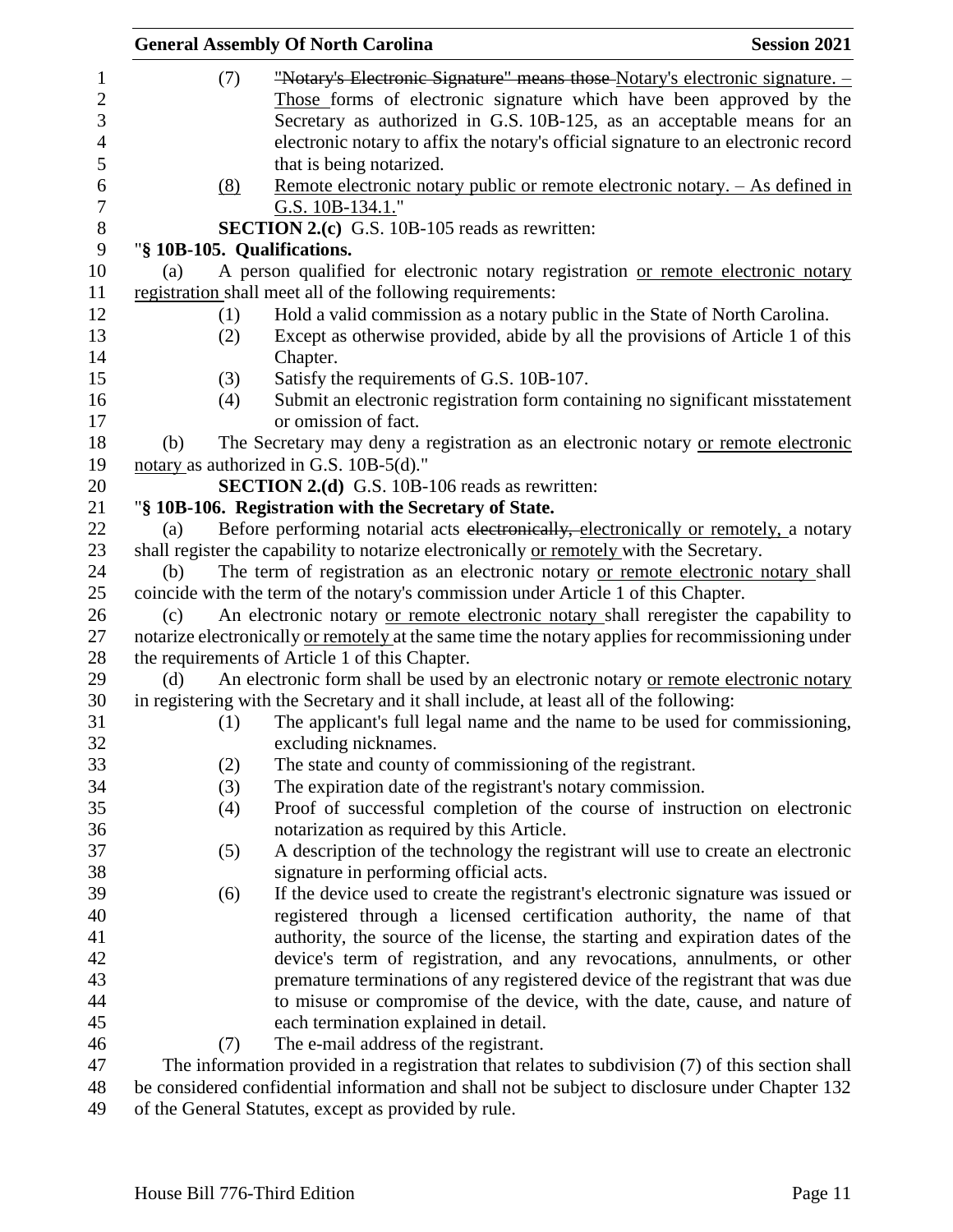(7) ~~"Notary's Electronic Signature" means those~~ Notary's electronic signature. – Those forms of electronic signature which have been approved by the Secretary as authorized in G.S. 10B-125, as an acceptable means for an electronic notary to affix the notary's official signature to an electronic record that is being notarized.

(8) Remote electronic notary public or remote electronic notary. – As defined in G.S. 10B-134.1."

**SECTION 2.(c)** G.S. 10B-105 reads as rewritten:

"**§ 10B-105. Qualifications.**

(a) A person qualified for electronic notary registration or remote electronic notary registration shall meet all of the following requirements:

(1) Hold a valid commission as a notary public in the State of North Carolina.

(2) Except as otherwise provided, abide by all the provisions of Article 1 of this Chapter.

(3) Satisfy the requirements of G.S. 10B-107.

(4) Submit an electronic registration form containing no significant misstatement or omission of fact.

(b) The Secretary may deny a registration as an electronic notary or remote electronic notary as authorized in G.S. 10B-5(d)."

**SECTION 2.(d)** G.S. 10B-106 reads as rewritten:

"**§ 10B-106. Registration with the Secretary of State.**

(a) Before performing notarial acts ~~electronically,~~ electronically or remotely, a notary shall register the capability to notarize electronically or remotely with the Secretary.

(b) The term of registration as an electronic notary or remote electronic notary shall coincide with the term of the notary's commission under Article 1 of this Chapter.

(c) An electronic notary or remote electronic notary shall reregister the capability to notarize electronically or remotely at the same time the notary applies for recommissioning under the requirements of Article 1 of this Chapter.

(d) An electronic form shall be used by an electronic notary or remote electronic notary in registering with the Secretary and it shall include, at least all of the following:

(1) The applicant's full legal name and the name to be used for commissioning, excluding nicknames.

(2) The state and county of commissioning of the registrant.

(3) The expiration date of the registrant's notary commission.

(4) Proof of successful completion of the course of instruction on electronic notarization as required by this Article.

(5) A description of the technology the registrant will use to create an electronic signature in performing official acts.

(6) If the device used to create the registrant's electronic signature was issued or registered through a licensed certification authority, the name of that authority, the source of the license, the starting and expiration dates of the device's term of registration, and any revocations, annulments, or other premature terminations of any registered device of the registrant that was due to misuse or compromise of the device, with the date, cause, and nature of each termination explained in detail.

(7) The e-mail address of the registrant.

The information provided in a registration that relates to subdivision (7) of this section shall be considered confidential information and shall not be subject to disclosure under Chapter 132 of the General Statutes, except as provided by rule.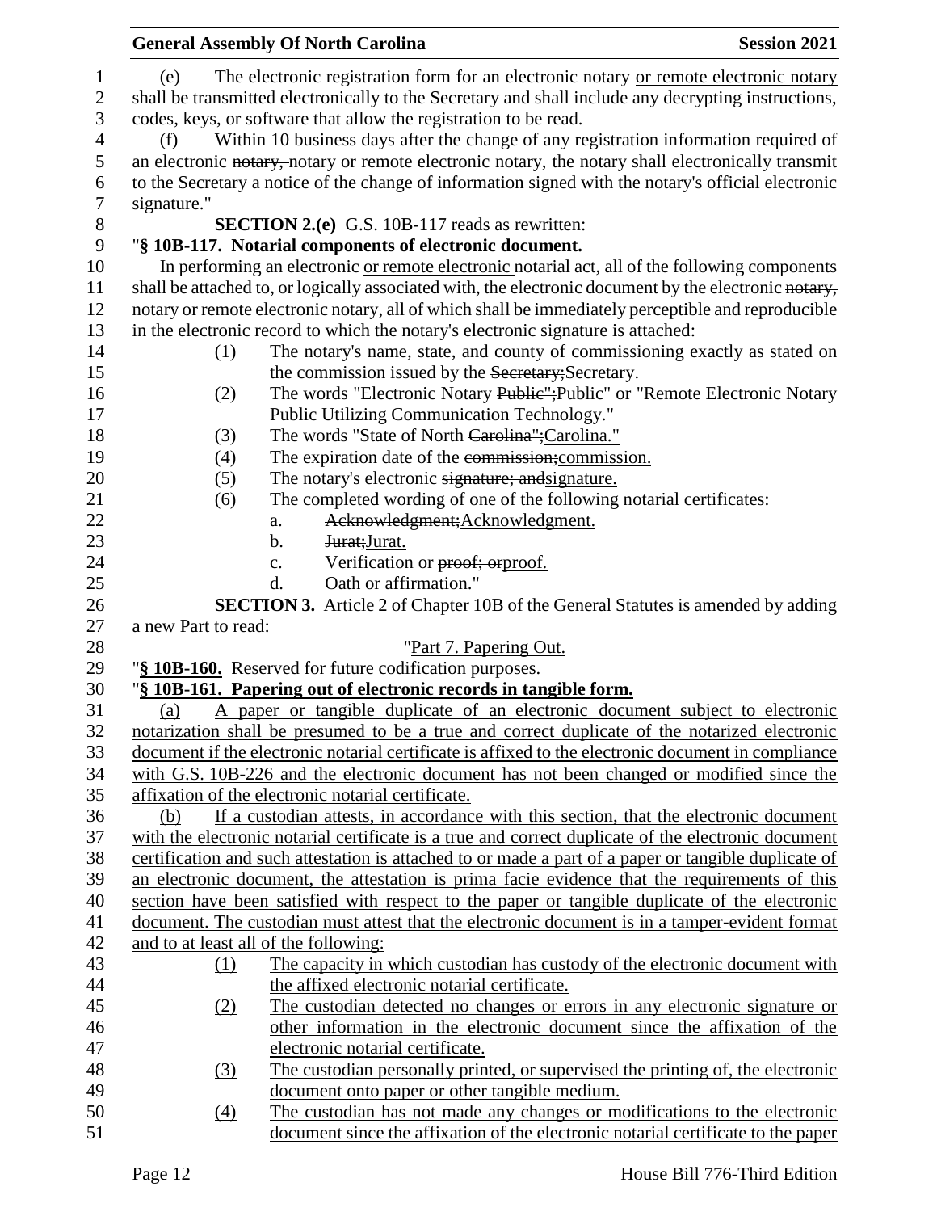(e) The electronic registration form for an electronic notary or remote electronic notary shall be transmitted electronically to the Secretary and shall include any decrypting instructions, codes, keys, or software that allow the registration to be read.

(f) Within 10 business days after the change of any registration information required of an electronic ~~notary,~~ notary or remote electronic notary, the notary shall electronically transmit to the Secretary a notice of the change of information signed with the notary's official electronic signature."

**SECTION 2.(e)** G.S. 10B-117 reads as rewritten:

"**§ 10B-117. Notarial components of electronic document.**

In performing an electronic or remote electronic notarial act, all of the following components shall be attached to, or logically associated with, the electronic document by the electronic ~~notary,~~ notary or remote electronic notary, all of which shall be immediately perceptible and reproducible in the electronic record to which the notary's electronic signature is attached:

(1) The notary's name, state, and county of commissioning exactly as stated on the commission issued by the ~~Secretary;~~Secretary.

(2) The words "Electronic Notary ~~Public";~~Public" or "Remote Electronic Notary Public Utilizing Communication Technology."

(3) The words "State of North ~~Carolina";~~Carolina."

(4) The expiration date of the ~~commission;~~commission.

(5) The notary's electronic ~~signature; and~~signature.

(6) The completed wording of one of the following notarial certificates:

a. ~~Acknowledgment;~~Acknowledgment.

b. ~~Jurat;~~Jurat.

c. Verification or ~~proof; or~~proof.

d. Oath or affirmation."

**SECTION 3.** Article 2 of Chapter 10B of the General Statutes is amended by adding a new Part to read:

"Part 7. Papering Out.

"**§ 10B-160.** Reserved for future codification purposes.

"**§ 10B-161. Papering out of electronic records in tangible form.**

(a) A paper or tangible duplicate of an electronic document subject to electronic notarization shall be presumed to be a true and correct duplicate of the notarized electronic document if the electronic notarial certificate is affixed to the electronic document in compliance with G.S. 10B-226 and the electronic document has not been changed or modified since the affixation of the electronic notarial certificate.

(b) If a custodian attests, in accordance with this section, that the electronic document with the electronic notarial certificate is a true and correct duplicate of the electronic document certification and such attestation is attached to or made a part of a paper or tangible duplicate of an electronic document, the attestation is prima facie evidence that the requirements of this section have been satisfied with respect to the paper or tangible duplicate of the electronic document. The custodian must attest that the electronic document is in a tamper-evident format and to at least all of the following:

(1) The capacity in which custodian has custody of the electronic document with the affixed electronic notarial certificate.

(2) The custodian detected no changes or errors in any electronic signature or other information in the electronic document since the affixation of the electronic notarial certificate.

(3) The custodian personally printed, or supervised the printing of, the electronic document onto paper or other tangible medium.

(4) The custodian has not made any changes or modifications to the electronic document since the affixation of the electronic notarial certificate to the paper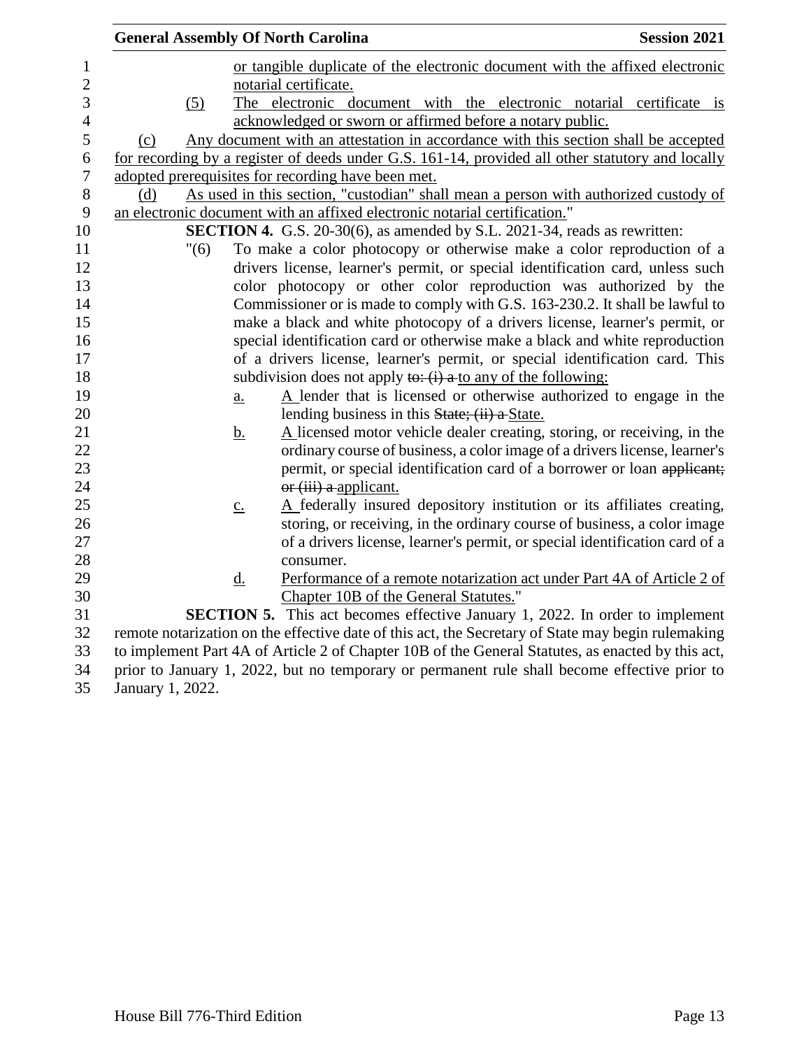or tangible duplicate of the electronic document with the affixed electronic notarial certificate.

(5) The electronic document with the electronic notarial certificate is acknowledged or sworn or affirmed before a notary public.

(c) Any document with an attestation in accordance with this section shall be accepted for recording by a register of deeds under G.S. 161-14, provided all other statutory and locally adopted prerequisites for recording have been met.

(d) As used in this section, "custodian" shall mean a person with authorized custody of an electronic document with an affixed electronic notarial certification."

**SECTION 4.** G.S. 20-30(6), as amended by S.L. 2021-34, reads as rewritten:

"(6) To make a color photocopy or otherwise make a color reproduction of a drivers license, learner's permit, or special identification card, unless such color photocopy or other color reproduction was authorized by the Commissioner or is made to comply with G.S. 163-230.2. It shall be lawful to make a black and white photocopy of a drivers license, learner's permit, or special identification card or otherwise make a black and white reproduction of a drivers license, learner's permit, or special identification card. This subdivision does not apply ~~to: (i) a~~ to any of the following:

a. A lender that is licensed or otherwise authorized to engage in the lending business in this ~~State; (ii) a~~ State.

b. A licensed motor vehicle dealer creating, storing, or receiving, in the ordinary course of business, a color image of a drivers license, learner's permit, or special identification card of a borrower or loan ~~applicant; or (iii) a~~ applicant.

c. A federally insured depository institution or its affiliates creating, storing, or receiving, in the ordinary course of business, a color image of a drivers license, learner's permit, or special identification card of a consumer.

d. Performance of a remote notarization act under Part 4A of Article 2 of Chapter 10B of the General Statutes."

**SECTION 5.** This act becomes effective January 1, 2022. In order to implement remote notarization on the effective date of this act, the Secretary of State may begin rulemaking to implement Part 4A of Article 2 of Chapter 10B of the General Statutes, as enacted by this act, prior to January 1, 2022, but no temporary or permanent rule shall become effective prior to January 1, 2022.